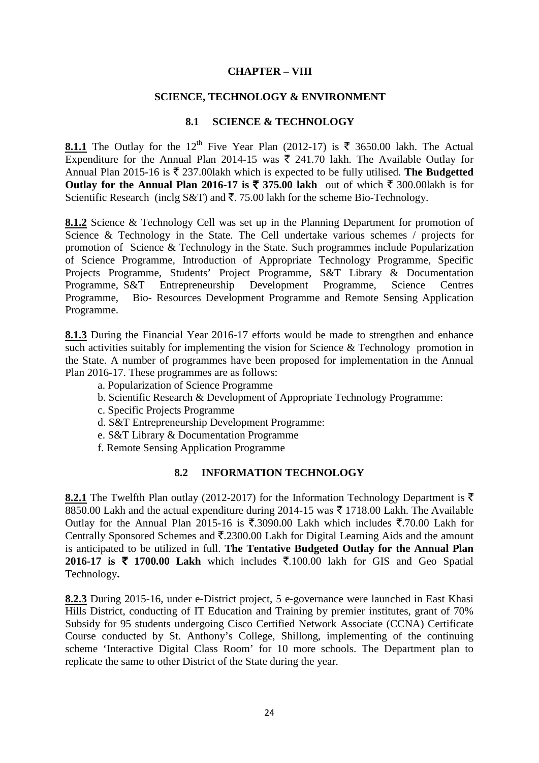# CHAPTER – VIII

## SCIENCE, TECHNOLOGY & ENVIRONMENT

### 8.1 SCIENCE & TECHNOLOGY

**8.1.1** The Outlay for the 12th Five Year Plan (2012-17) is ₹ 3650.00 lakh. The Actual Expenditure for the Annual Plan 2014-15 was ₹ 241.70 lakh. The Available Outlay for Annual Plan 2015-16 is ₹ 237.00lakh which is expected to be fully utilised. **The Budgetted Outlay for the Annual Plan 2016-17 is ₹ 375.00 lakh** out of which ₹ 300.00lakh is for Scientific Research (inclg S&T) and ₹. 75.00 lakh for the scheme Bio-Technology.

**8.1.2** Science & Technology Cell was set up in the Planning Department for promotion of Science & Technology in the State. The Cell undertake various schemes / projects for promotion of Science & Technology in the State. Such programmes include Popularization of Science Programme, Introduction of Appropriate Technology Programme, Specific Projects Programme, Students' Project Programme, S&T Library & Documentation Programme, S&T Entrepreneurship Development Programme, Science Centres Programme, Bio- Resources Development Programme and Remote Sensing Application Programme.

**8.1.3** During the Financial Year 2016-17 efforts would be made to strengthen and enhance such activities suitably for implementing the vision for Science & Technology promotion in the State. A number of programmes have been proposed for implementation in the Annual Plan 2016-17. These programmes are as follows:

a. Popularization of Science Programme
b. Scientific Research & Development of Appropriate Technology Programme:
c. Specific Projects Programme
d. S&T Entrepreneurship Development Programme:
e. S&T Library & Documentation Programme
f. Remote Sensing Application Programme

### 8.2 INFORMATION TECHNOLOGY

**8.2.1** The Twelfth Plan outlay (2012-2017) for the Information Technology Department is ₹ 8850.00 Lakh and the actual expenditure during 2014-15 was ₹ 1718.00 Lakh. The Available Outlay for the Annual Plan 2015-16 is ₹.3090.00 Lakh which includes ₹.70.00 Lakh for Centrally Sponsored Schemes and ₹.2300.00 Lakh for Digital Learning Aids and the amount is anticipated to be utilized in full. **The Tentative Budgeted Outlay for the Annual Plan 2016-17 is ₹ 1700.00 Lakh** which includes ₹.100.00 lakh for GIS and Geo Spatial Technology**.**

**8.2.3** During 2015-16, under e-District project, 5 e-governance were launched in East Khasi Hills District, conducting of IT Education and Training by premier institutes, grant of 70% Subsidy for 95 students undergoing Cisco Certified Network Associate (CCNA) Certificate Course conducted by St. Anthony's College, Shillong, implementing of the continuing scheme 'Interactive Digital Class Room' for 10 more schools. The Department plan to replicate the same to other District of the State during the year.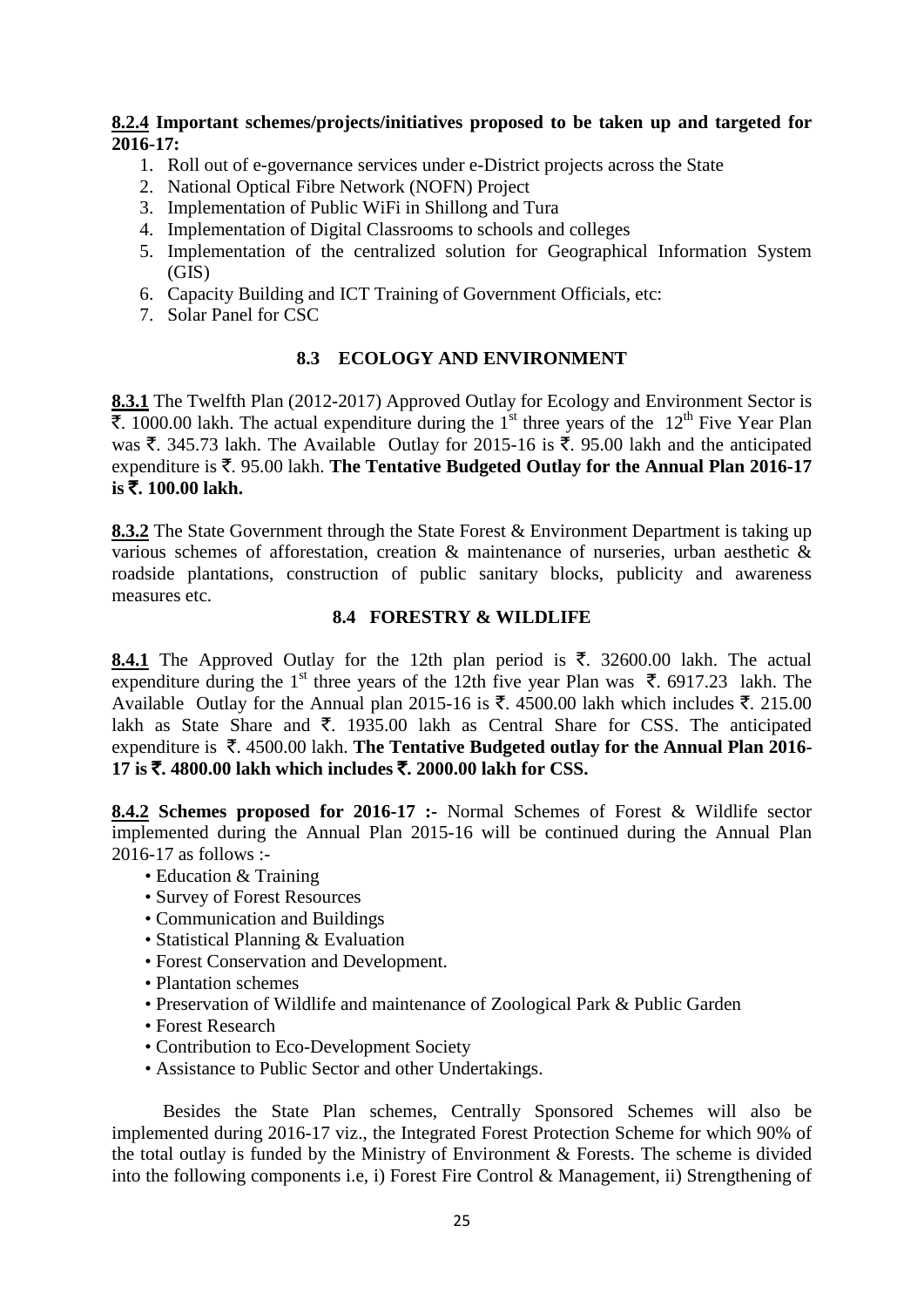**8.2.4 Important schemes/projects/initiatives proposed to be taken up and targeted for 2016-17:**

1. Roll out of e-governance services under e-District projects across the State
2. National Optical Fibre Network (NOFN) Project
3. Implementation of Public WiFi in Shillong and Tura
4. Implementation of Digital Classrooms to schools and colleges
5. Implementation of the centralized solution for Geographical Information System (GIS)
6. Capacity Building and ICT Training of Government Officials, etc:
7. Solar Panel for CSC

## 8.3 ECOLOGY AND ENVIRONMENT

**8.3.1** The Twelfth Plan (2012-2017) Approved Outlay for Ecology and Environment Sector is ₹. 1000.00 lakh. The actual expenditure during the 1st three years of the 12th Five Year Plan was ₹. 345.73 lakh. The Available Outlay for 2015-16 is ₹. 95.00 lakh and the anticipated expenditure is ₹. 95.00 lakh. **The Tentative Budgeted Outlay for the Annual Plan 2016-17 is ₹. 100.00 lakh.**

**8.3.2** The State Government through the State Forest & Environment Department is taking up various schemes of afforestation, creation & maintenance of nurseries, urban aesthetic & roadside plantations, construction of public sanitary blocks, publicity and awareness measures etc.

## 8.4 FORESTRY & WILDLIFE

**8.4.1** The Approved Outlay for the 12th plan period is ₹. 32600.00 lakh. The actual expenditure during the 1st three years of the 12th five year Plan was ₹. 6917.23 lakh. The Available Outlay for the Annual plan 2015-16 is ₹. 4500.00 lakh which includes ₹. 215.00 lakh as State Share and ₹. 1935.00 lakh as Central Share for CSS. The anticipated expenditure is ₹. 4500.00 lakh. **The Tentative Budgeted outlay for the Annual Plan 2016-17 is ₹. 4800.00 lakh which includes ₹. 2000.00 lakh for CSS.**

**8.4.2 Schemes proposed for 2016-17 :-** Normal Schemes of Forest & Wildlife sector implemented during the Annual Plan 2015-16 will be continued during the Annual Plan 2016-17 as follows :-

- Education & Training
- Survey of Forest Resources
- Communication and Buildings
- Statistical Planning & Evaluation
- Forest Conservation and Development.
- Plantation schemes
- Preservation of Wildlife and maintenance of Zoological Park & Public Garden
- Forest Research
- Contribution to Eco-Development Society
- Assistance to Public Sector and other Undertakings.

Besides the State Plan schemes, Centrally Sponsored Schemes will also be implemented during 2016-17 viz., the Integrated Forest Protection Scheme for which 90% of the total outlay is funded by the Ministry of Environment & Forests. The scheme is divided into the following components i.e, i) Forest Fire Control & Management, ii) Strengthening of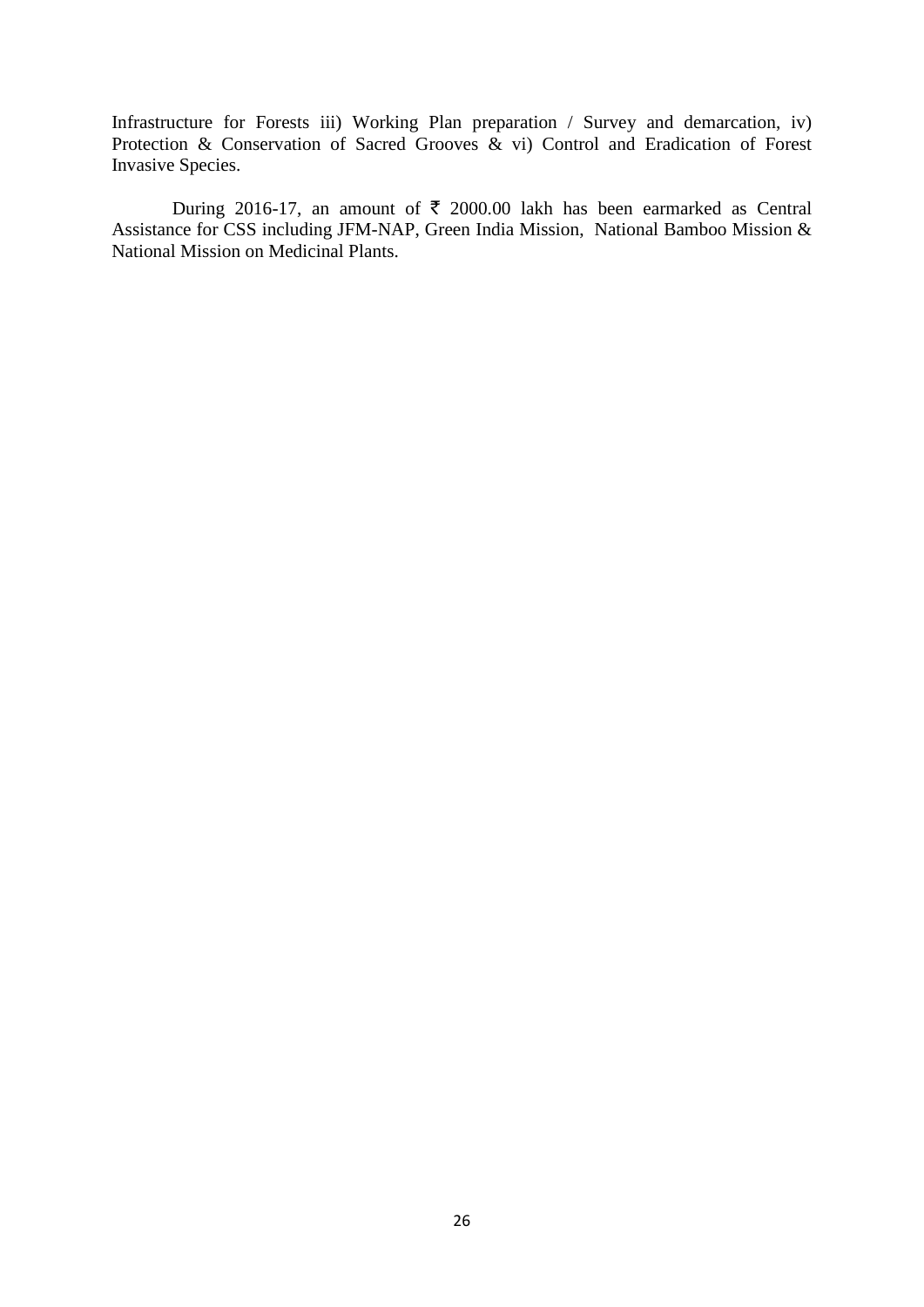Infrastructure for Forests iii) Working Plan preparation / Survey and demarcation, iv) Protection & Conservation of Sacred Grooves & vi) Control and Eradication of Forest Invasive Species.

During 2016-17, an amount of ₹ 2000.00 lakh has been earmarked as Central Assistance for CSS including JFM-NAP, Green India Mission, National Bamboo Mission & National Mission on Medicinal Plants.